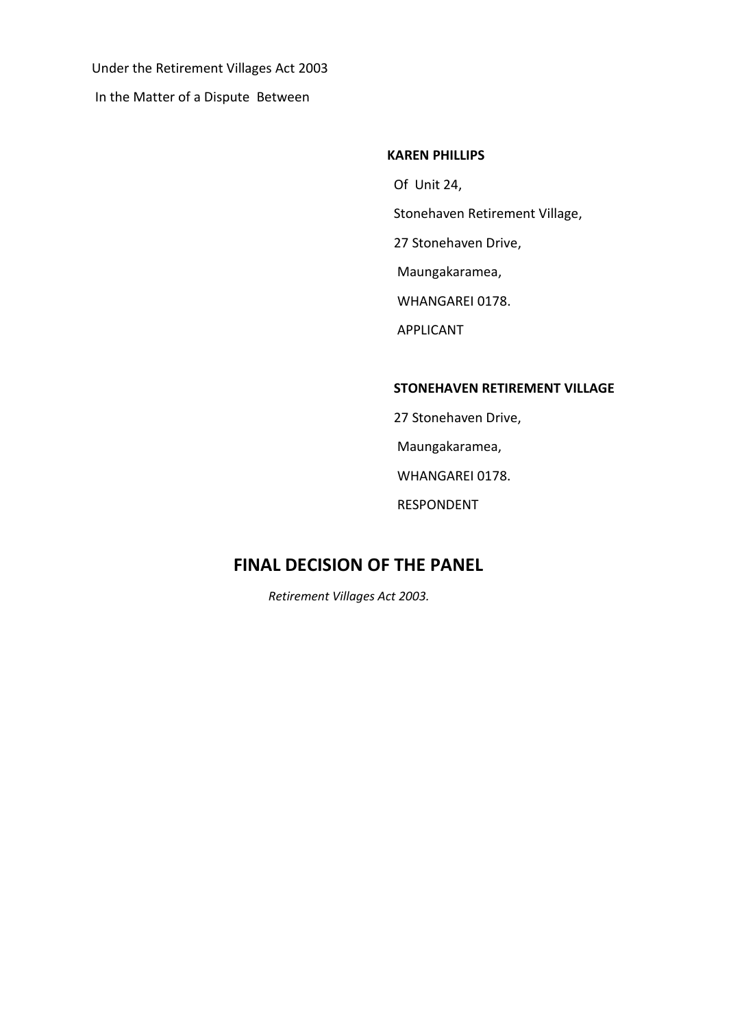Under the Retirement Villages Act 2003

In the Matter of a Dispute Between

**KAREN PHILLIPS**

Of Unit 24,

Stonehaven Retirement Village,

27 Stonehaven Drive,

Maungakaramea,

WHANGAREI 0178.

APPLICANT

**STONEHAVEN RETIREMENT VILLAGE**

27 Stonehaven Drive,

Maungakaramea,

WHANGAREI 0178.

RESPONDENT

# FINAL DECISION OF THE PANEL

*Retirement Villages Act 2003.*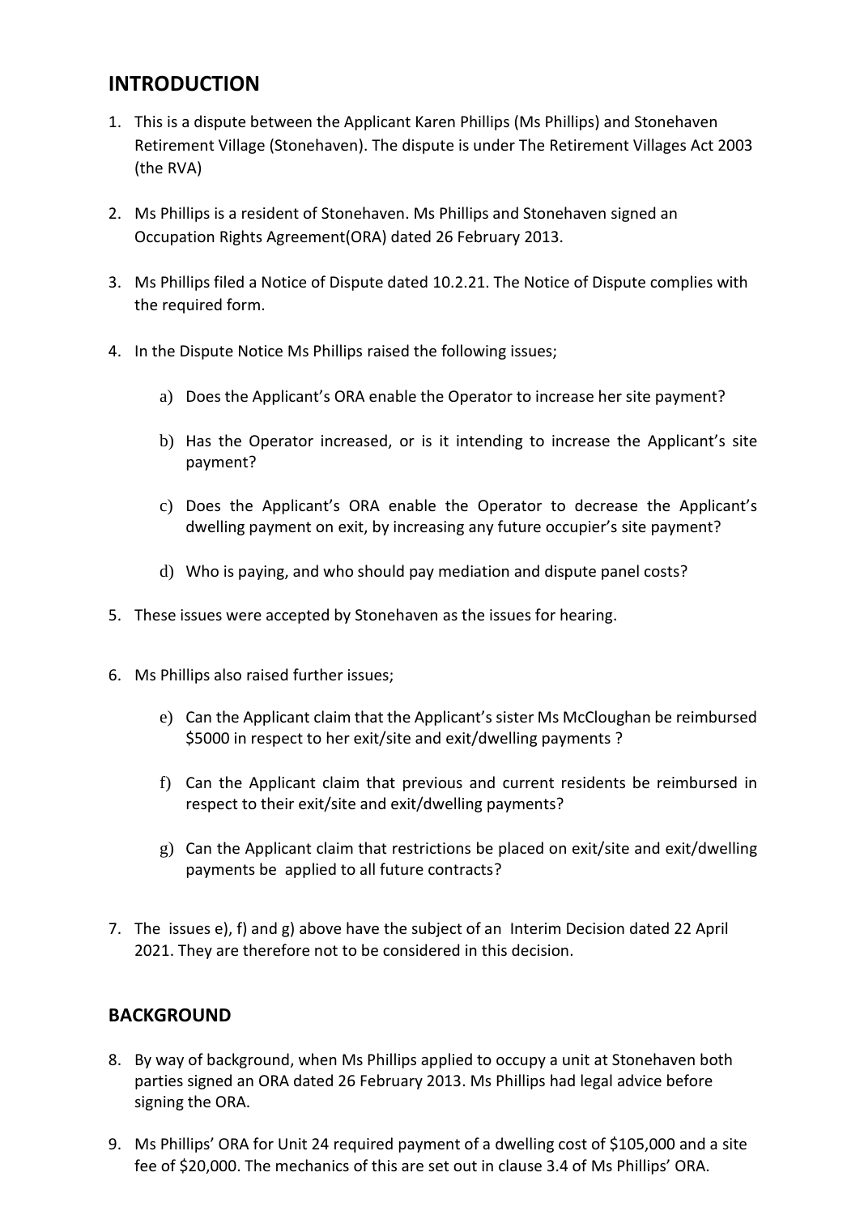## INTRODUCTION

1. This is a dispute between the Applicant Karen Phillips (Ms Phillips) and Stonehaven Retirement Village (Stonehaven). The dispute is under The Retirement Villages Act 2003 (the RVA)

2. Ms Phillips is a resident of Stonehaven. Ms Phillips and Stonehaven signed an Occupation Rights Agreement(ORA) dated 26 February 2013.

3. Ms Phillips filed a Notice of Dispute dated 10.2.21. The Notice of Dispute complies with the required form.

4. In the Dispute Notice Ms Phillips raised the following issues;

    a) Does the Applicant's ORA enable the Operator to increase her site payment?

    b) Has the Operator increased, or is it intending to increase the Applicant's site payment?

    c) Does the Applicant's ORA enable the Operator to decrease the Applicant's dwelling payment on exit, by increasing any future occupier's site payment?

    d) Who is paying, and who should pay mediation and dispute panel costs?

5. These issues were accepted by Stonehaven as the issues for hearing.

6. Ms Phillips also raised further issues;

    e) Can the Applicant claim that the Applicant's sister Ms McCloughan be reimbursed $5000 in respect to her exit/site and exit/dwelling payments ?

    f) Can the Applicant claim that previous and current residents be reimbursed in respect to their exit/site and exit/dwelling payments?

    g) Can the Applicant claim that restrictions be placed on exit/site and exit/dwelling payments be applied to all future contracts?

7. The issues e), f) and g) above have the subject of an Interim Decision dated 22 April 2021. They are therefore not to be considered in this decision.

## BACKGROUND

8. By way of background, when Ms Phillips applied to occupy a unit at Stonehaven both parties signed an ORA dated 26 February 2013. Ms Phillips had legal advice before signing the ORA.

9. Ms Phillips' ORA for Unit 24 required payment of a dwelling cost of $105,000 and a site fee of $20,000. The mechanics of this are set out in clause 3.4 of Ms Phillips' ORA.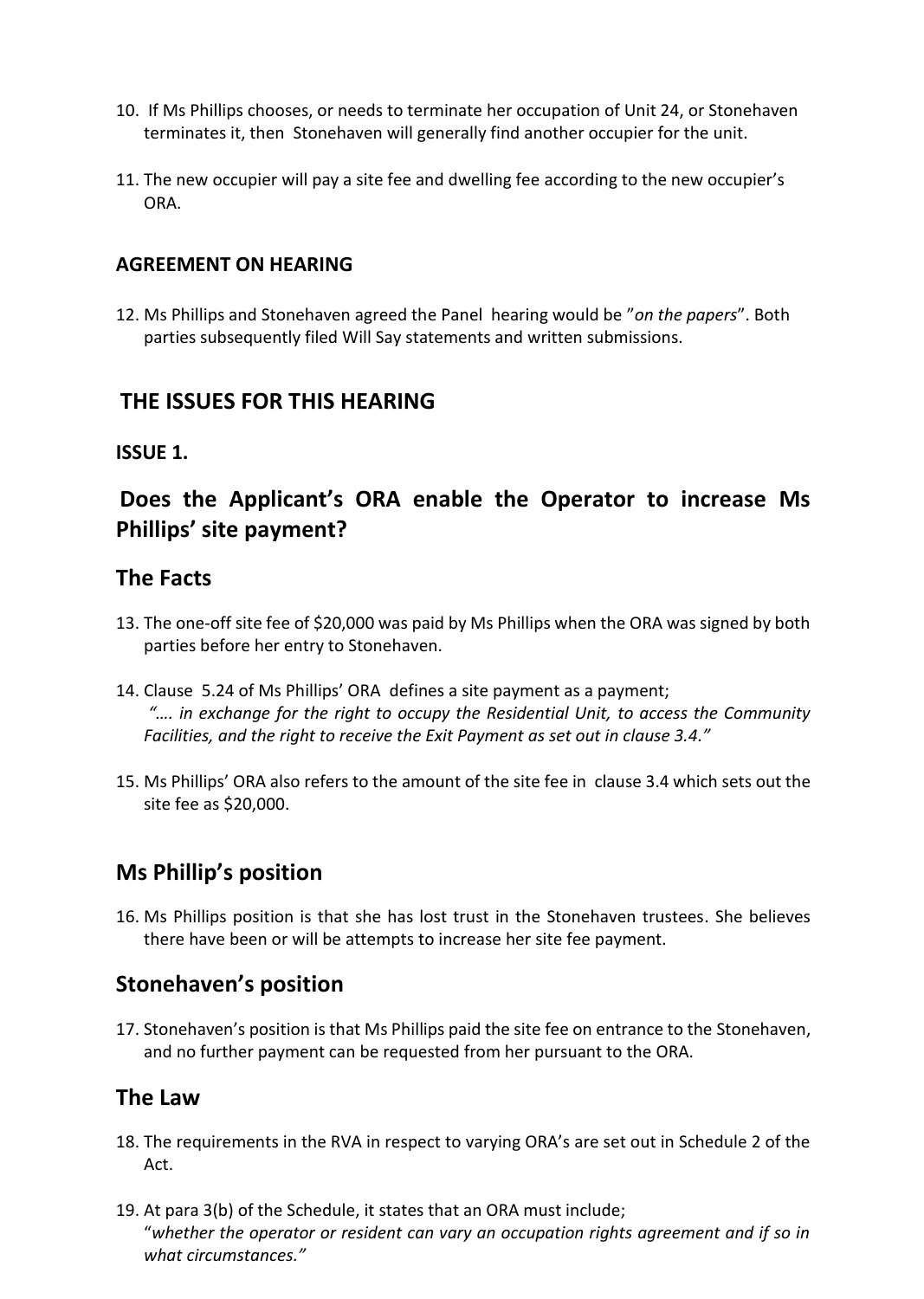10. If Ms Phillips chooses, or needs to terminate her occupation of Unit 24, or Stonehaven terminates it, then Stonehaven will generally find another occupier for the unit.

11. The new occupier will pay a site fee and dwelling fee according to the new occupier's ORA.

**AGREEMENT ON HEARING**

12. Ms Phillips and Stonehaven agreed the Panel hearing would be "*on the papers*". Both parties subsequently filed Will Say statements and written submissions.

## THE ISSUES FOR THIS HEARING

**ISSUE 1.**

## Does the Applicant's ORA enable the Operator to increase Ms Phillips' site payment?

## The Facts

13. The one-off site fee of $20,000 was paid by Ms Phillips when the ORA was signed by both parties before her entry to Stonehaven.

14. Clause 5.24 of Ms Phillips' ORA defines a site payment as a payment;
*"…. in exchange for the right to occupy the Residential Unit, to access the Community Facilities, and the right to receive the Exit Payment as set out in clause 3.4."*

15. Ms Phillips' ORA also refers to the amount of the site fee in clause 3.4 which sets out the site fee as $20,000.

## Ms Phillip's position

16. Ms Phillips position is that she has lost trust in the Stonehaven trustees. She believes there have been or will be attempts to increase her site fee payment.

## Stonehaven's position

17. Stonehaven's position is that Ms Phillips paid the site fee on entrance to the Stonehaven, and no further payment can be requested from her pursuant to the ORA.

## The Law

18. The requirements in the RVA in respect to varying ORA's are set out in Schedule 2 of the Act.

19. At para 3(b) of the Schedule, it states that an ORA must include;
"*whether the operator or resident can vary an occupation rights agreement and if so in what circumstances.*"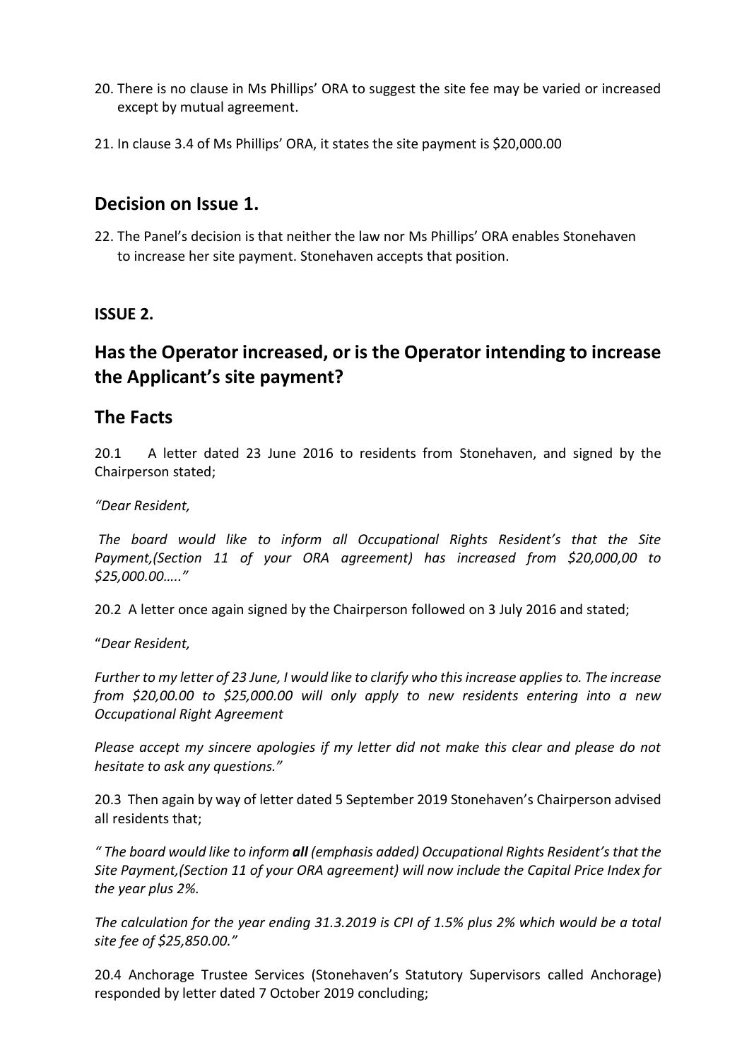20. There is no clause in Ms Phillips' ORA to suggest the site fee may be varied or increased except by mutual agreement.

21. In clause 3.4 of Ms Phillips' ORA, it states the site payment is $20,000.00

## Decision on Issue 1.

22. The Panel's decision is that neither the law nor Ms Phillips' ORA enables Stonehaven to increase her site payment. Stonehaven accepts that position.

**ISSUE 2.**

## Has the Operator increased, or is the Operator intending to increase the Applicant's site payment?

## The Facts

20.1 A letter dated 23 June 2016 to residents from Stonehaven, and signed by the Chairperson stated;

*"Dear Resident,*

*The board would like to inform all Occupational Rights Resident's that the Site Payment,(Section 11 of your ORA agreement) has increased from $20,000,00 to $25,000.00….."*

20.2 A letter once again signed by the Chairperson followed on 3 July 2016 and stated;

"*Dear Resident,*

*Further to my letter of 23 June, I would like to clarify who this increase applies to. The increase from $20,00.00 to $25,000.00 will only apply to new residents entering into a new Occupational Right Agreement*

*Please accept my sincere apologies if my letter did not make this clear and please do not hesitate to ask any questions."*

20.3 Then again by way of letter dated 5 September 2019 Stonehaven's Chairperson advised all residents that;

*" The board would like to inform **all** (emphasis added) Occupational Rights Resident's that the Site Payment,(Section 11 of your ORA agreement) will now include the Capital Price Index for the year plus 2%.*

*The calculation for the year ending 31.3.2019 is CPI of 1.5% plus 2% which would be a total site fee of $25,850.00."*

20.4 Anchorage Trustee Services (Stonehaven's Statutory Supervisors called Anchorage) responded by letter dated 7 October 2019 concluding;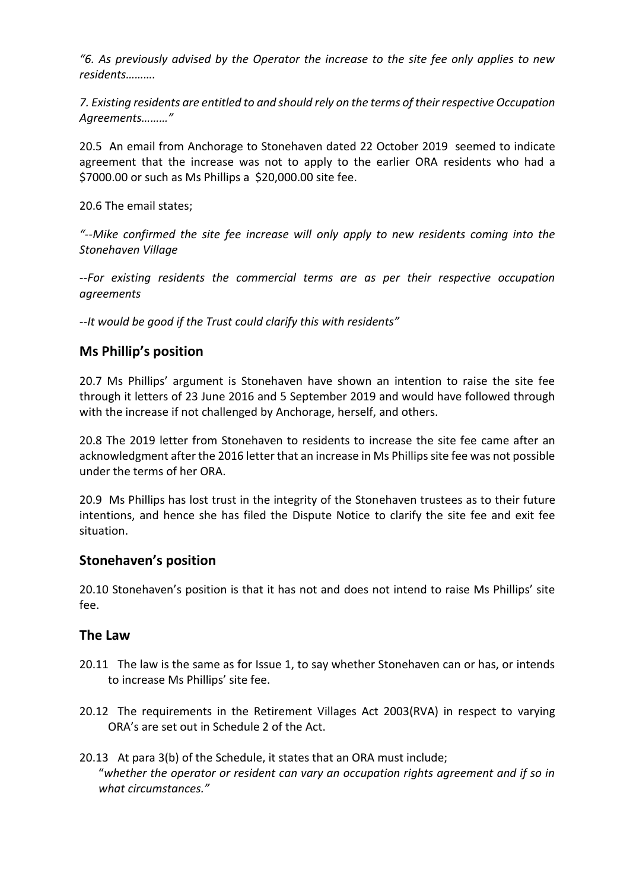*"6. As previously advised by the Operator the increase to the site fee only applies to new residents……….*

*7. Existing residents are entitled to and should rely on the terms of their respective Occupation Agreements………"*

20.5 An email from Anchorage to Stonehaven dated 22 October 2019 seemed to indicate agreement that the increase was not to apply to the earlier ORA residents who had a $7000.00 or such as Ms Phillips a $20,000.00 site fee.

20.6 The email states;

*"--Mike confirmed the site fee increase will only apply to new residents coming into the Stonehaven Village*

*--For existing residents the commercial terms are as per their respective occupation agreements*

*--It would be good if the Trust could clarify this with residents"*

## Ms Phillip's position

20.7 Ms Phillips' argument is Stonehaven have shown an intention to raise the site fee through it letters of 23 June 2016 and 5 September 2019 and would have followed through with the increase if not challenged by Anchorage, herself, and others.

20.8 The 2019 letter from Stonehaven to residents to increase the site fee came after an acknowledgment after the 2016 letter that an increase in Ms Phillips site fee was not possible under the terms of her ORA.

20.9 Ms Phillips has lost trust in the integrity of the Stonehaven trustees as to their future intentions, and hence she has filed the Dispute Notice to clarify the site fee and exit fee situation.

## Stonehaven's position

20.10 Stonehaven's position is that it has not and does not intend to raise Ms Phillips' site fee.

## The Law

20.11 The law is the same as for Issue 1, to say whether Stonehaven can or has, or intends to increase Ms Phillips' site fee.

20.12 The requirements in the Retirement Villages Act 2003(RVA) in respect to varying ORA's are set out in Schedule 2 of the Act.

20.13 At para 3(b) of the Schedule, it states that an ORA must include;
"*whether the operator or resident can vary an occupation rights agreement and if so in what circumstances."*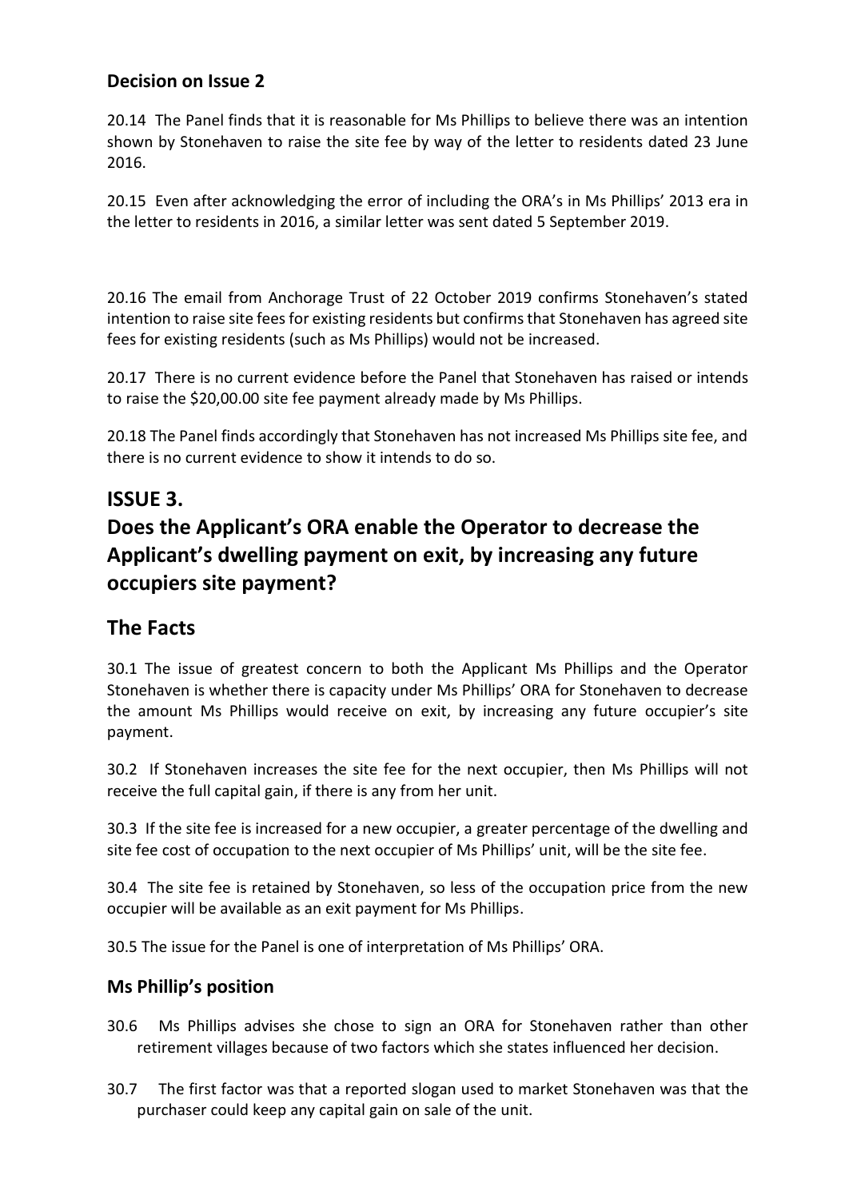### Decision on Issue 2

20.14 The Panel finds that it is reasonable for Ms Phillips to believe there was an intention shown by Stonehaven to raise the site fee by way of the letter to residents dated 23 June 2016.

20.15 Even after acknowledging the error of including the ORA's in Ms Phillips' 2013 era in the letter to residents in 2016, a similar letter was sent dated 5 September 2019.

20.16 The email from Anchorage Trust of 22 October 2019 confirms Stonehaven's stated intention to raise site fees for existing residents but confirms that Stonehaven has agreed site fees for existing residents (such as Ms Phillips) would not be increased.

20.17 There is no current evidence before the Panel that Stonehaven has raised or intends to raise the $20,00.00 site fee payment already made by Ms Phillips.

20.18 The Panel finds accordingly that Stonehaven has not increased Ms Phillips site fee, and there is no current evidence to show it intends to do so.

## ISSUE 3.

## Does the Applicant's ORA enable the Operator to decrease the Applicant's dwelling payment on exit, by increasing any future occupiers site payment?

## The Facts

30.1 The issue of greatest concern to both the Applicant Ms Phillips and the Operator Stonehaven is whether there is capacity under Ms Phillips' ORA for Stonehaven to decrease the amount Ms Phillips would receive on exit, by increasing any future occupier's site payment.

30.2 If Stonehaven increases the site fee for the next occupier, then Ms Phillips will not receive the full capital gain, if there is any from her unit.

30.3 If the site fee is increased for a new occupier, a greater percentage of the dwelling and site fee cost of occupation to the next occupier of Ms Phillips' unit, will be the site fee.

30.4 The site fee is retained by Stonehaven, so less of the occupation price from the new occupier will be available as an exit payment for Ms Phillips.

30.5 The issue for the Panel is one of interpretation of Ms Phillips' ORA.

### Ms Phillip's position

30.6 Ms Phillips advises she chose to sign an ORA for Stonehaven rather than other retirement villages because of two factors which she states influenced her decision.

30.7 The first factor was that a reported slogan used to market Stonehaven was that the purchaser could keep any capital gain on sale of the unit.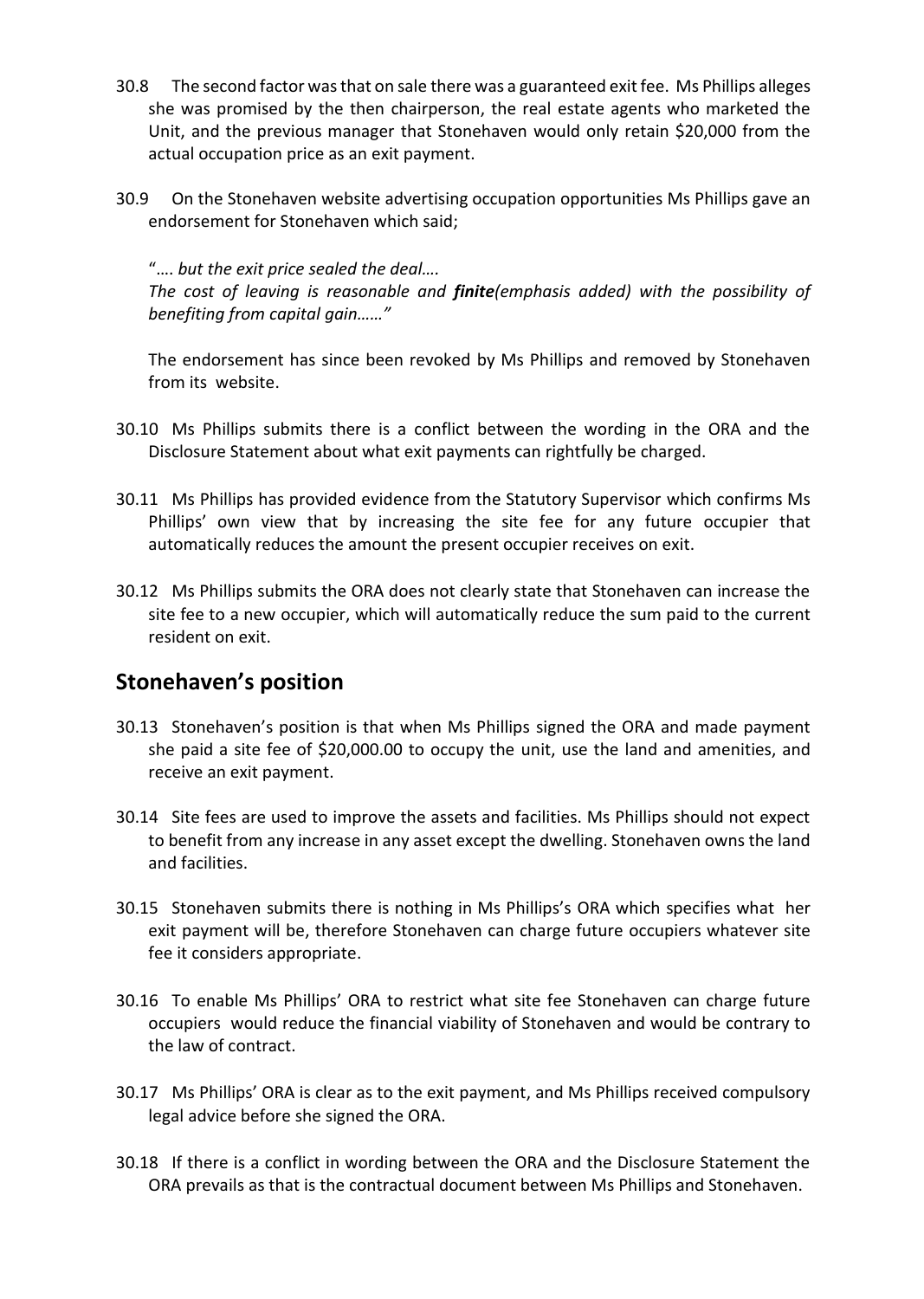30.8 The second factor was that on sale there was a guaranteed exit fee. Ms Phillips alleges she was promised by the then chairperson, the real estate agents who marketed the Unit, and the previous manager that Stonehaven would only retain $20,000 from the actual occupation price as an exit payment.

30.9 On the Stonehaven website advertising occupation opportunities Ms Phillips gave an endorsement for Stonehaven which said;

"…. *but the exit price sealed the deal….*
*The cost of leaving is reasonable and **finite**(emphasis added) with the possibility of benefiting from capital gain……"*

The endorsement has since been revoked by Ms Phillips and removed by Stonehaven from its website.

30.10 Ms Phillips submits there is a conflict between the wording in the ORA and the Disclosure Statement about what exit payments can rightfully be charged.

30.11 Ms Phillips has provided evidence from the Statutory Supervisor which confirms Ms Phillips' own view that by increasing the site fee for any future occupier that automatically reduces the amount the present occupier receives on exit.

30.12 Ms Phillips submits the ORA does not clearly state that Stonehaven can increase the site fee to a new occupier, which will automatically reduce the sum paid to the current resident on exit.

## Stonehaven's position

30.13 Stonehaven's position is that when Ms Phillips signed the ORA and made payment she paid a site fee of $20,000.00 to occupy the unit, use the land and amenities, and receive an exit payment.

30.14 Site fees are used to improve the assets and facilities. Ms Phillips should not expect to benefit from any increase in any asset except the dwelling. Stonehaven owns the land and facilities.

30.15 Stonehaven submits there is nothing in Ms Phillips's ORA which specifies what her exit payment will be, therefore Stonehaven can charge future occupiers whatever site fee it considers appropriate.

30.16 To enable Ms Phillips' ORA to restrict what site fee Stonehaven can charge future occupiers would reduce the financial viability of Stonehaven and would be contrary to the law of contract.

30.17 Ms Phillips' ORA is clear as to the exit payment, and Ms Phillips received compulsory legal advice before she signed the ORA.

30.18 If there is a conflict in wording between the ORA and the Disclosure Statement the ORA prevails as that is the contractual document between Ms Phillips and Stonehaven.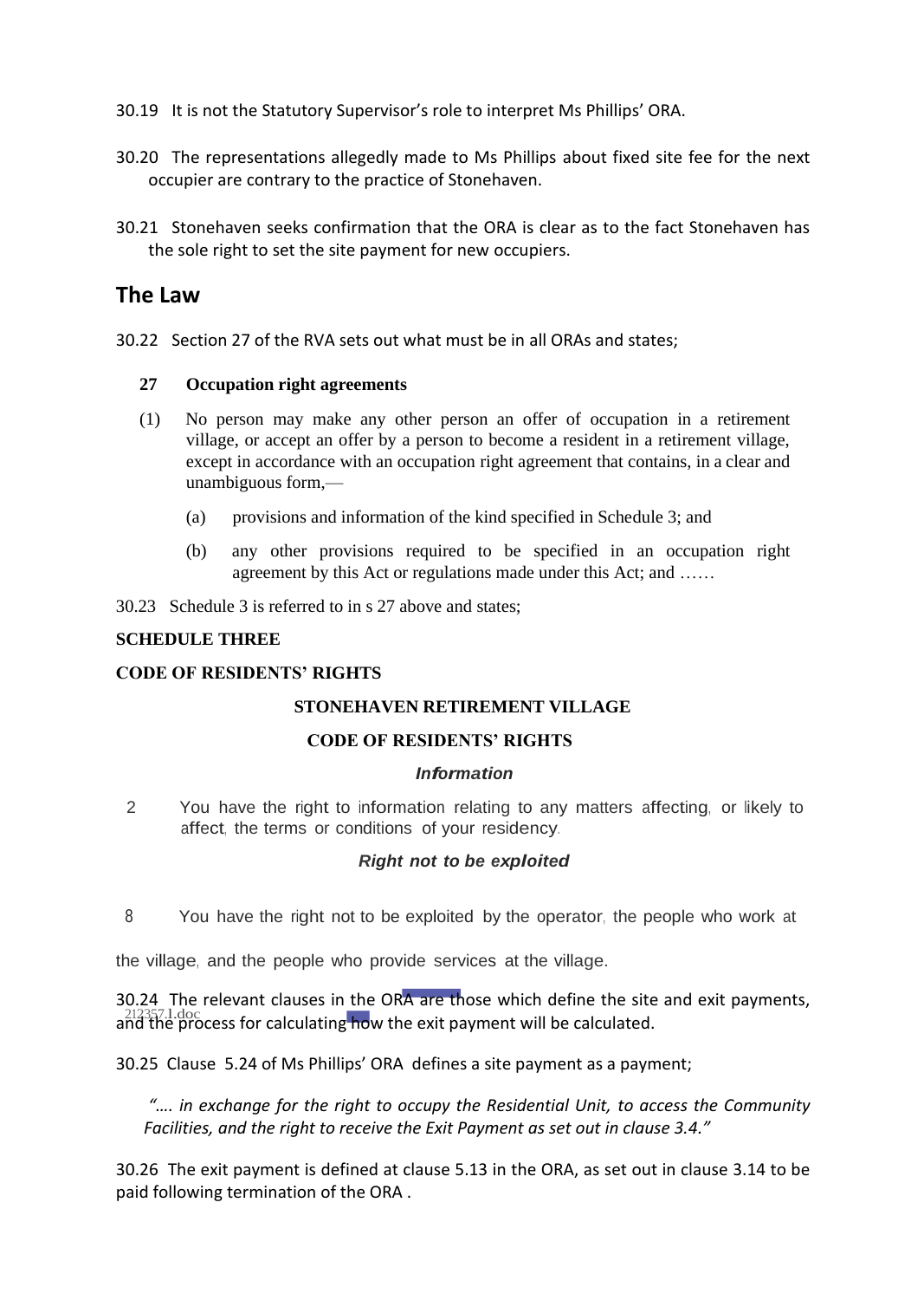30.19 It is not the Statutory Supervisor's role to interpret Ms Phillips' ORA.

30.20 The representations allegedly made to Ms Phillips about fixed site fee for the next occupier are contrary to the practice of Stonehaven.

30.21 Stonehaven seeks confirmation that the ORA is clear as to the fact Stonehaven has the sole right to set the site payment for new occupiers.

## The Law

30.22 Section 27 of the RVA sets out what must be in all ORAs and states;

> **27 Occupation right agreements**
>
> (1) No person may make any other person an offer of occupation in a retirement village, or accept an offer by a person to become a resident in a retirement village, except in accordance with an occupation right agreement that contains, in a clear and unambiguous form,—
>
> (a) provisions and information of the kind specified in Schedule 3; and
>
> (b) any other provisions required to be specified in an occupation right agreement by this Act or regulations made under this Act; and ……

30.23 Schedule 3 is referred to in s 27 above and states;

**SCHEDULE THREE**

**CODE OF RESIDENTS' RIGHTS**

**STONEHAVEN RETIREMENT VILLAGE**

**CODE OF RESIDENTS' RIGHTS**

***Information***

2 You have the right to information relating to any matters affecting, or likely to affect, the terms or conditions of your residency.

***Right not to be exploited***

8 You have the right not to be exploited by the operator, the people who work at the village, and the people who provide services at the village.

30.24 The relevant clauses in the ORA are those which define the site and exit payments, and the process for calculating how the exit payment will be calculated.

30.25 Clause 5.24 of Ms Phillips' ORA defines a site payment as a payment;

> *"…. in exchange for the right to occupy the Residential Unit, to access the Community Facilities, and the right to receive the Exit Payment as set out in clause 3.4."*

30.26 The exit payment is defined at clause 5.13 in the ORA, as set out in clause 3.14 to be paid following termination of the ORA .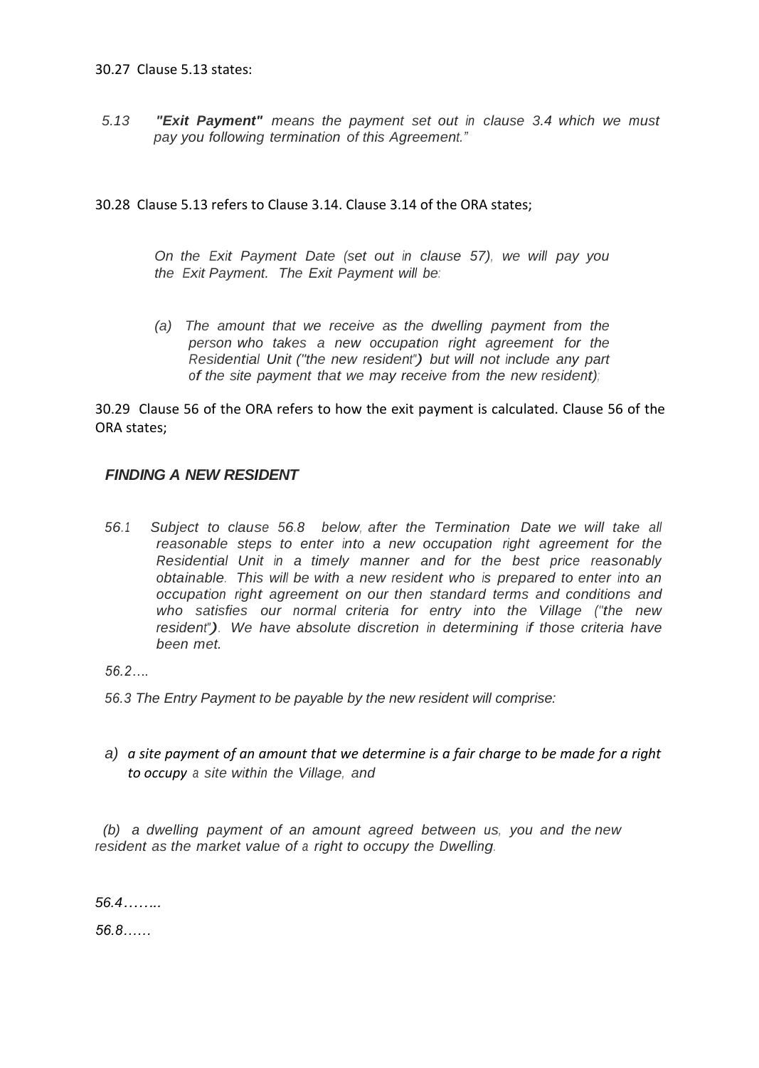30.27 Clause 5.13 states:

> 5.13 ***"Exit Payment"*** *means the payment set out in clause 3.4 which we must pay you following termination of this Agreement."*

30.28 Clause 5.13 refers to Clause 3.14. Clause 3.14 of the ORA states;

> *On the Exit Payment Date (set out in clause 57), we will pay you the Exit Payment. The Exit Payment will be:*
>
> *(a) The amount that we receive as the dwelling payment from the person who takes a new occupation right agreement for the Residential Unit ("the new resident") but will not include any part of the site payment that we may receive from the new resident);*

30.29 Clause 56 of the ORA refers to how the exit payment is calculated. Clause 56 of the ORA states;

***FINDING A NEW RESIDENT***

*56.1 Subject to clause 56.8 below, after the Termination Date we will take all reasonable steps to enter into a new occupation right agreement for the Residential Unit in a timely manner and for the best price reasonably obtainable. This will be with a new resident who is prepared to enter into an occupation right agreement on our then standard terms and conditions and who satisfies our normal criteria for entry into the Village ("the new resident"). We have absolute discretion in determining if those criteria have been met.*

*56.2….*

*56.3 The Entry Payment to be payable by the new resident will comprise:*

*a) a site payment of an amount that we determine is a fair charge to be made for a right to occupy a site within the Village, and*

*(b) a dwelling payment of an amount agreed between us, you and the new resident as the market value of a right to occupy the Dwelling.*

*56.4……..*

*56.8……*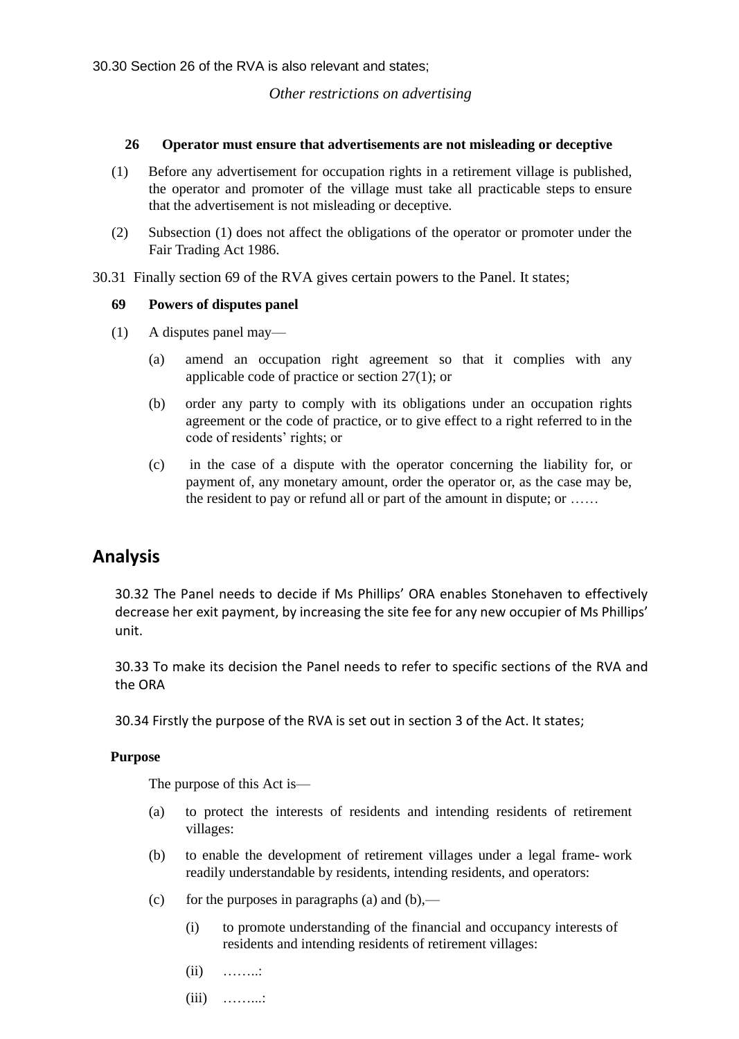30.30 Section 26 of the RVA is also relevant and states;

*Other restrictions on advertising*

**26 Operator must ensure that advertisements are not misleading or deceptive**

(1) Before any advertisement for occupation rights in a retirement village is published, the operator and promoter of the village must take all practicable steps to ensure that the advertisement is not misleading or deceptive.

(2) Subsection (1) does not affect the obligations of the operator or promoter under the Fair Trading Act 1986.

30.31 Finally section 69 of the RVA gives certain powers to the Panel. It states;

**69 Powers of disputes panel**

(1) A disputes panel may—

(a) amend an occupation right agreement so that it complies with any applicable code of practice or section 27(1); or

(b) order any party to comply with its obligations under an occupation rights agreement or the code of practice, or to give effect to a right referred to in the code of residents' rights; or

(c) in the case of a dispute with the operator concerning the liability for, or payment of, any monetary amount, order the operator or, as the case may be, the resident to pay or refund all or part of the amount in dispute; or ……

## Analysis

30.32 The Panel needs to decide if Ms Phillips' ORA enables Stonehaven to effectively decrease her exit payment, by increasing the site fee for any new occupier of Ms Phillips' unit.

30.33 To make its decision the Panel needs to refer to specific sections of the RVA and the ORA

30.34 Firstly the purpose of the RVA is set out in section 3 of the Act. It states;

**Purpose**

The purpose of this Act is—

(a) to protect the interests of residents and intending residents of retirement villages:

(b) to enable the development of retirement villages under a legal frame- work readily understandable by residents, intending residents, and operators:

(c) for the purposes in paragraphs (a) and (b),—

(i) to promote understanding of the financial and occupancy interests of residents and intending residents of retirement villages:

(ii) ……..:

(iii) ……...: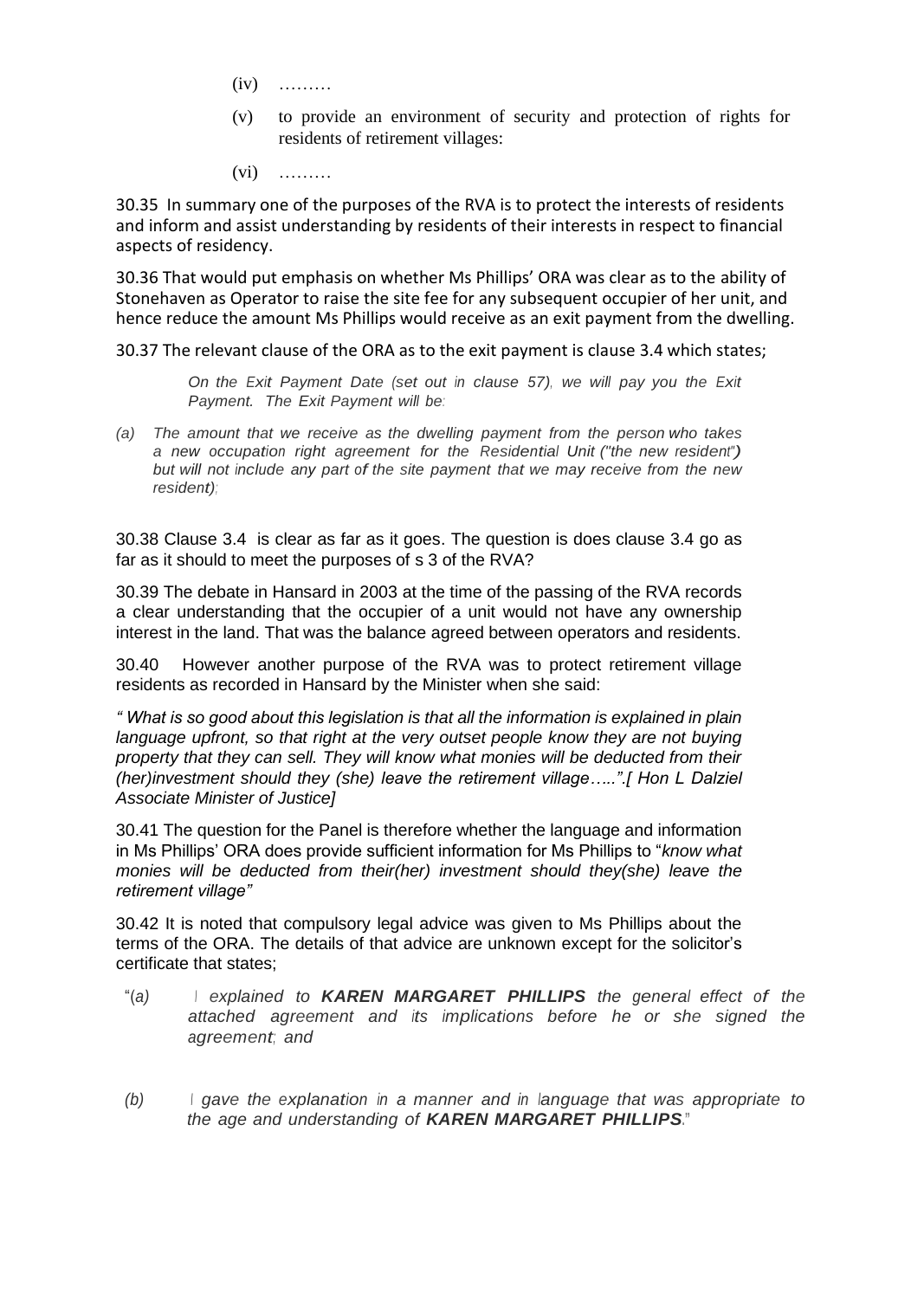(iv) ………

(v) to provide an environment of security and protection of rights for residents of retirement villages:

(vi) ………

30.35 In summary one of the purposes of the RVA is to protect the interests of residents and inform and assist understanding by residents of their interests in respect to financial aspects of residency.

30.36 That would put emphasis on whether Ms Phillips' ORA was clear as to the ability of Stonehaven as Operator to raise the site fee for any subsequent occupier of her unit, and hence reduce the amount Ms Phillips would receive as an exit payment from the dwelling.

30.37 The relevant clause of the ORA as to the exit payment is clause 3.4 which states;

> *On the Exit Payment Date (set out in clause 57), we will pay you the Exit Payment. The Exit Payment will be:*
>
> *(a) The amount that we receive as the dwelling payment from the person who takes a new occupation right agreement for the Residential Unit ("the new resident") but will not include any part of the site payment that we may receive from the new resident);*

30.38 Clause 3.4 is clear as far as it goes. The question is does clause 3.4 go as far as it should to meet the purposes of s 3 of the RVA?

30.39 The debate in Hansard in 2003 at the time of the passing of the RVA records a clear understanding that the occupier of a unit would not have any ownership interest in the land. That was the balance agreed between operators and residents.

30.40 However another purpose of the RVA was to protect retirement village residents as recorded in Hansard by the Minister when she said:

*" What is so good about this legislation is that all the information is explained in plain language upfront, so that right at the very outset people know they are not buying property that they can sell. They will know what monies will be deducted from their (her)investment should they (she) leave the retirement village…..".[ Hon L Dalziel Associate Minister of Justice]*

30.41 The question for the Panel is therefore whether the language and information in Ms Phillips' ORA does provide sufficient information for Ms Phillips to "*know what monies will be deducted from their(her) investment should they(she) leave the retirement village"*

30.42 It is noted that compulsory legal advice was given to Ms Phillips about the terms of the ORA. The details of that advice are unknown except for the solicitor's certificate that states;

> "*(a) I explained to **KAREN MARGARET PHILLIPS** the general effect of the attached agreement and its implications before he or she signed the agreement; and*
>
> *(b) I gave the explanation in a manner and in language that was appropriate to the age and understanding of **KAREN MARGARET PHILLIPS**.*"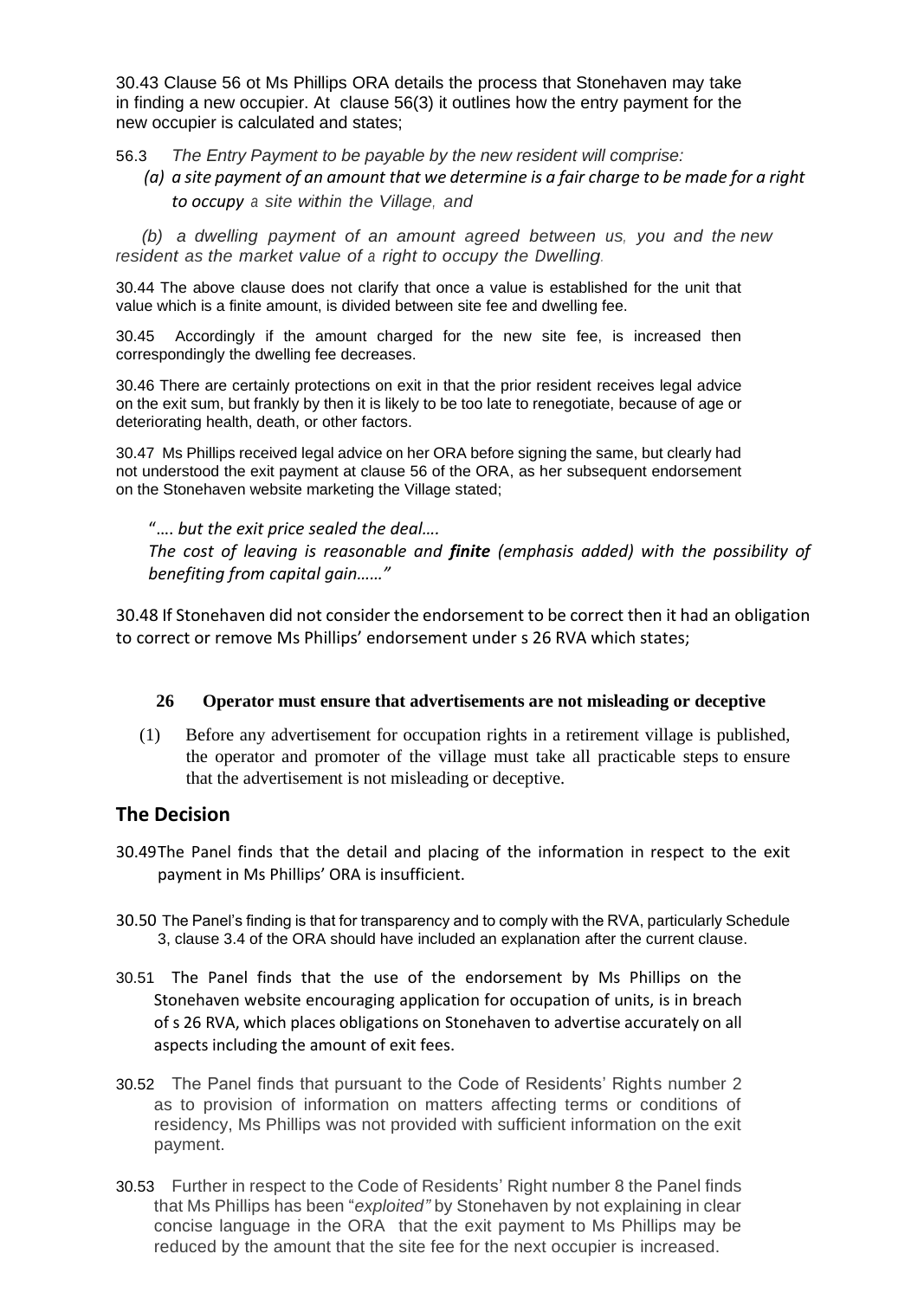30.43 Clause 56 ot Ms Phillips ORA details the process that Stonehaven may take in finding a new occupier. At clause 56(3) it outlines how the entry payment for the new occupier is calculated and states;

56.3 *The Entry Payment to be payable by the new resident will comprise:*

*(a) a site payment of an amount that we determine is a fair charge to be made for a right to occupy a site within the Village, and*

*(b) a dwelling payment of an amount agreed between us, you and the new resident as the market value of a right to occupy the Dwelling.*

30.44 The above clause does not clarify that once a value is established for the unit that value which is a finite amount, is divided between site fee and dwelling fee.

30.45 Accordingly if the amount charged for the new site fee, is increased then correspondingly the dwelling fee decreases.

30.46 There are certainly protections on exit in that the prior resident receives legal advice on the exit sum, but frankly by then it is likely to be too late to renegotiate, because of age or deteriorating health, death, or other factors.

30.47 Ms Phillips received legal advice on her ORA before signing the same, but clearly had not understood the exit payment at clause 56 of the ORA, as her subsequent endorsement on the Stonehaven website marketing the Village stated;

*"…. but the exit price sealed the deal….*
*The cost of leaving is reasonable and **finite** (emphasis added) with the possibility of benefiting from capital gain……"*

30.48 If Stonehaven did not consider the endorsement to be correct then it had an obligation to correct or remove Ms Phillips' endorsement under s 26 RVA which states;

**26 Operator must ensure that advertisements are not misleading or deceptive**

(1) Before any advertisement for occupation rights in a retirement village is published, the operator and promoter of the village must take all practicable steps to ensure that the advertisement is not misleading or deceptive.

## The Decision

30.49 The Panel finds that the detail and placing of the information in respect to the exit payment in Ms Phillips' ORA is insufficient.

30.50 The Panel's finding is that for transparency and to comply with the RVA, particularly Schedule 3, clause 3.4 of the ORA should have included an explanation after the current clause.

30.51 The Panel finds that the use of the endorsement by Ms Phillips on the Stonehaven website encouraging application for occupation of units, is in breach of s 26 RVA, which places obligations on Stonehaven to advertise accurately on all aspects including the amount of exit fees.

30.52 The Panel finds that pursuant to the Code of Residents' Rights number 2 as to provision of information on matters affecting terms or conditions of residency, Ms Phillips was not provided with sufficient information on the exit payment.

30.53 Further in respect to the Code of Residents' Right number 8 the Panel finds that Ms Phillips has been "*exploited"* by Stonehaven by not explaining in clear concise language in the ORA that the exit payment to Ms Phillips may be reduced by the amount that the site fee for the next occupier is increased.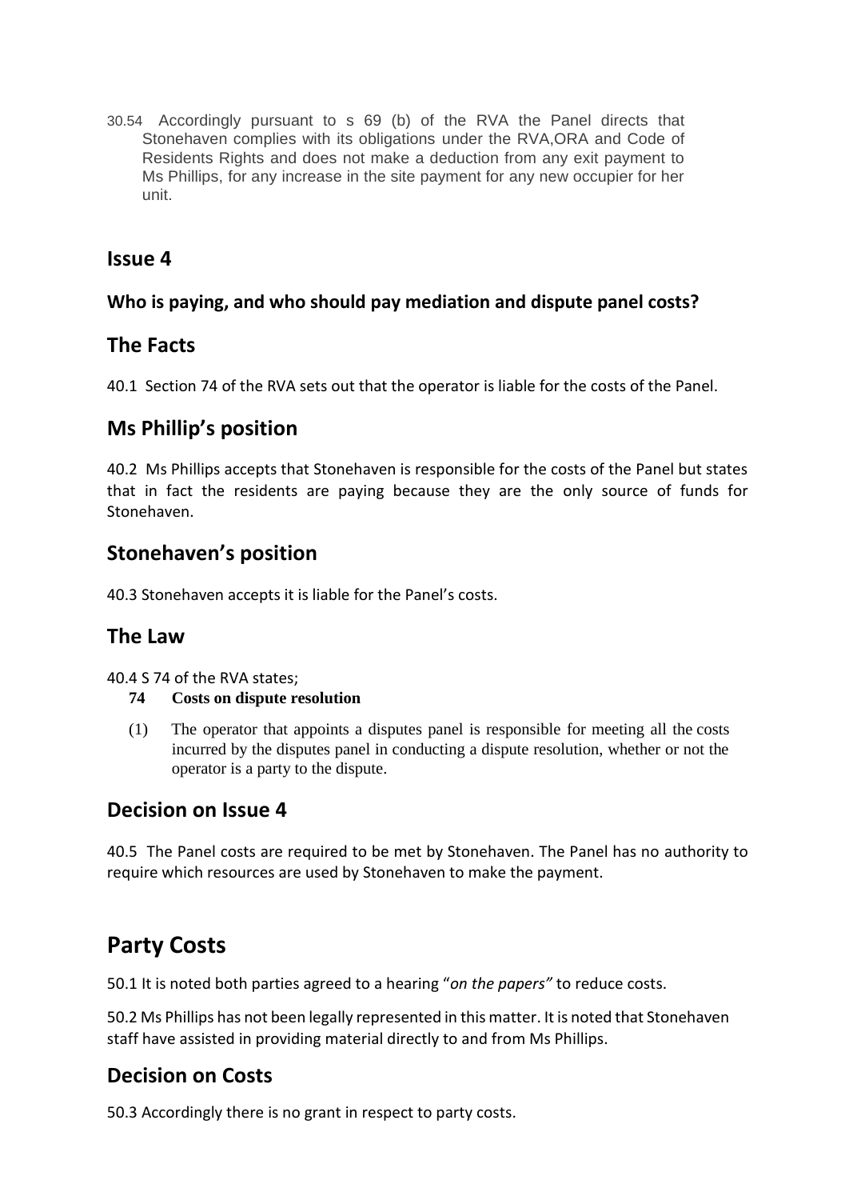30.54 Accordingly pursuant to s 69 (b) of the RVA the Panel directs that Stonehaven complies with its obligations under the RVA,ORA and Code of Residents Rights and does not make a deduction from any exit payment to Ms Phillips, for any increase in the site payment for any new occupier for her unit.

## Issue 4

### Who is paying, and who should pay mediation and dispute panel costs?

## The Facts

40.1 Section 74 of the RVA sets out that the operator is liable for the costs of the Panel.

## Ms Phillip's position

40.2 Ms Phillips accepts that Stonehaven is responsible for the costs of the Panel but states that in fact the residents are paying because they are the only source of funds for Stonehaven.

## Stonehaven's position

40.3 Stonehaven accepts it is liable for the Panel's costs.

## The Law

40.4 S 74 of the RVA states;

**74 Costs on dispute resolution**

(1) The operator that appoints a disputes panel is responsible for meeting all the costs incurred by the disputes panel in conducting a dispute resolution, whether or not the operator is a party to the dispute.

## Decision on Issue 4

40.5 The Panel costs are required to be met by Stonehaven. The Panel has no authority to require which resources are used by Stonehaven to make the payment.

# Party Costs

50.1 It is noted both parties agreed to a hearing "*on the papers"* to reduce costs.

50.2 Ms Phillips has not been legally represented in this matter. It is noted that Stonehaven staff have assisted in providing material directly to and from Ms Phillips.

## Decision on Costs

50.3 Accordingly there is no grant in respect to party costs.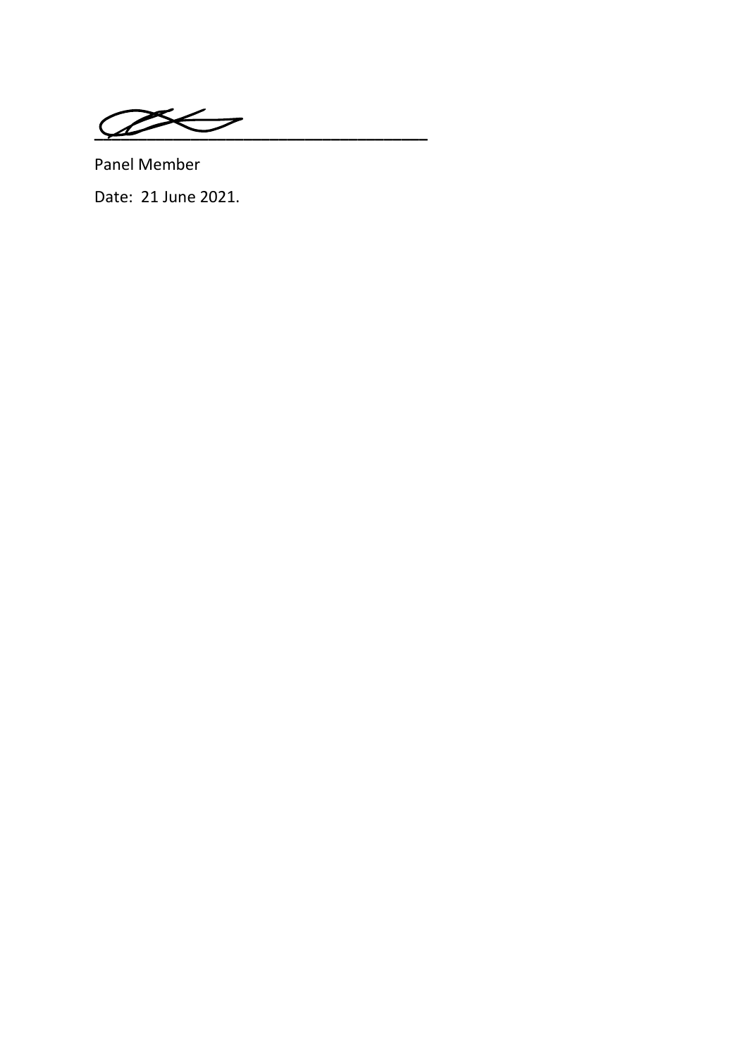\_\_\_\_\_\_\_\_\_\_\_\_\_\_\_\_\_\_\_\_\_\_\_\_\_\_\_\_\_\_\_\_

Panel Member

Date: 21 June 2021.